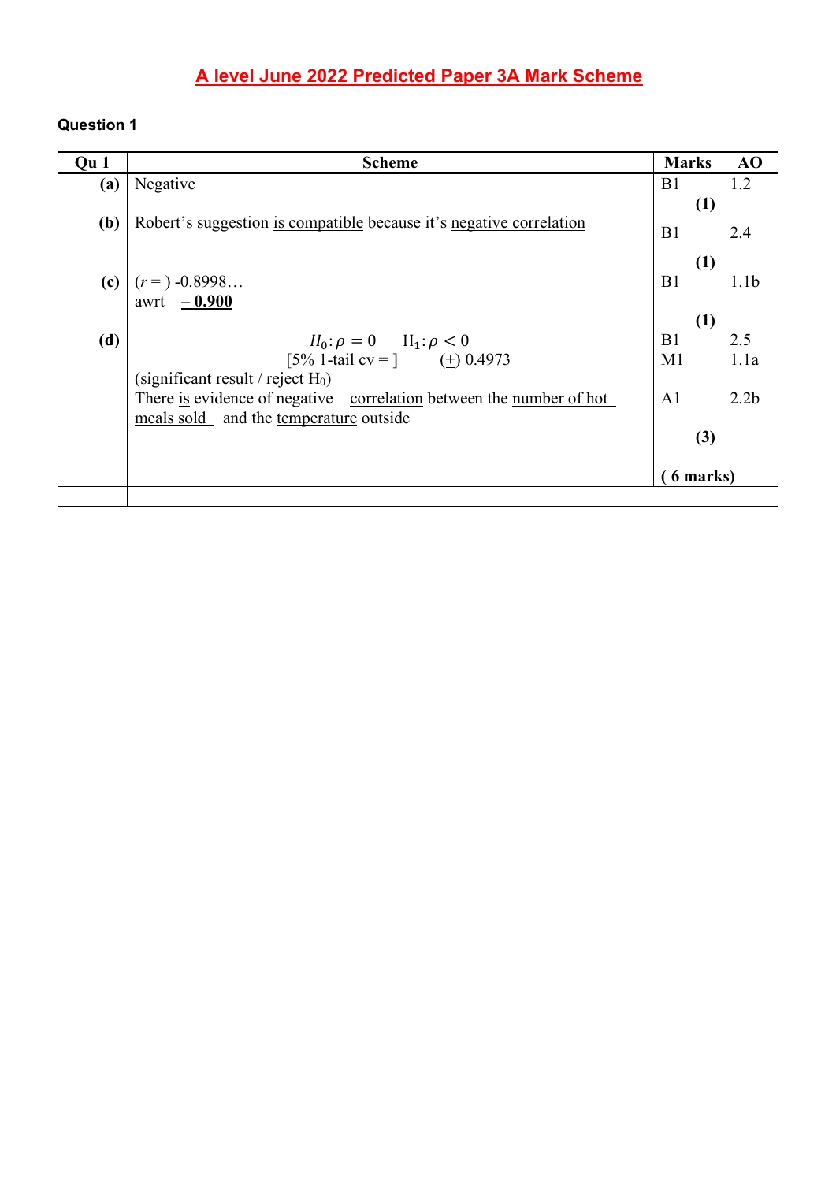# A level June 2022 Predicted Paper 3A Mark Scheme

**Question 1**

| Qu 1 | Scheme | Marks | AO |
|---|---|---|---|
| **(a)** | Negative | B1 | 1.2 |
| | | **(1)** | |
| **(b)** | Robert's suggestion is compatible because it's negative correlation | B1 | 2.4 |
| | | **(1)** | |
| **(c)** | ($r$ = ) -0.8998… awrt **– 0.900** | B1 | 1.1b |
| | | **(1)** | |
| **(d)** | $H_0: \rho = 0 \quad H_1: \rho < 0$ | B1 | 2.5 |
| | [5% 1-tail cv = ] ($\pm$) 0.4973 | M1 | 1.1a |
| | (significant result / reject $H_0$) There is evidence of negative correlation between the number of hot meals sold and the temperature outside | A1 | 2.2b |
| | | **(3)** | |
| | | **( 6 marks)** | |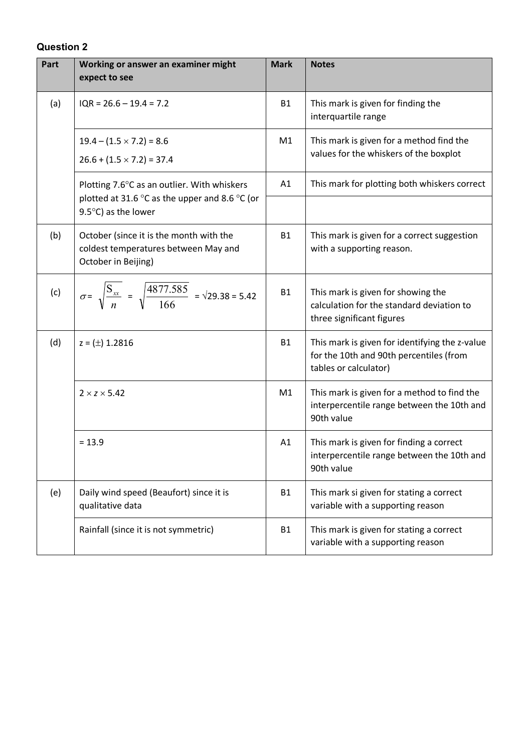### Question 2

| Part | Working or answer an examiner might expect to see | Mark | Notes |
|---|---|---|---|
| (a) | IQR = 26.6 – 19.4 = 7.2 | B1 | This mark is given for finding the interquartile range |
| | $19.4 - (1.5 \times 7.2) = 8.6$<br>$26.6 + (1.5 \times 7.2) = 37.4$ | M1 | This mark is given for a method find the values for the whiskers of the boxplot |
| | Plotting 7.6°C as an outlier. With whiskers plotted at 31.6 °C as the upper and 8.6 °C (or 9.5°C) as the lower | A1 | This mark for plotting both whiskers correct |
| (b) | October (since it is the month with the coldest temperatures between May and October in Beijing) | B1 | This mark is given for a correct suggestion with a supporting reason. |
| (c) | $\sigma = \sqrt{\frac{S_{xx}}{n}} = \sqrt{\frac{4877.585}{166}} = \sqrt{29.38} = 5.42$ | B1 | This mark is given for showing the calculation for the standard deviation to three significant figures |
| (d) | z = (±) 1.2816 | B1 | This mark is given for identifying the z-value for the 10th and 90th percentiles (from tables or calculator) |
| | $2 \times z \times 5.42$ | M1 | This mark is given for a method to find the interpercentile range between the 10th and 90th value |
| | = 13.9 | A1 | This mark is given for finding a correct interpercentile range between the 10th and 90th value |
| (e) | Daily wind speed (Beaufort) since it is qualitative data | B1 | This mark si given for stating a correct variable with a supporting reason |
| | Rainfall (since it is not symmetric) | B1 | This mark is given for stating a correct variable with a supporting reason |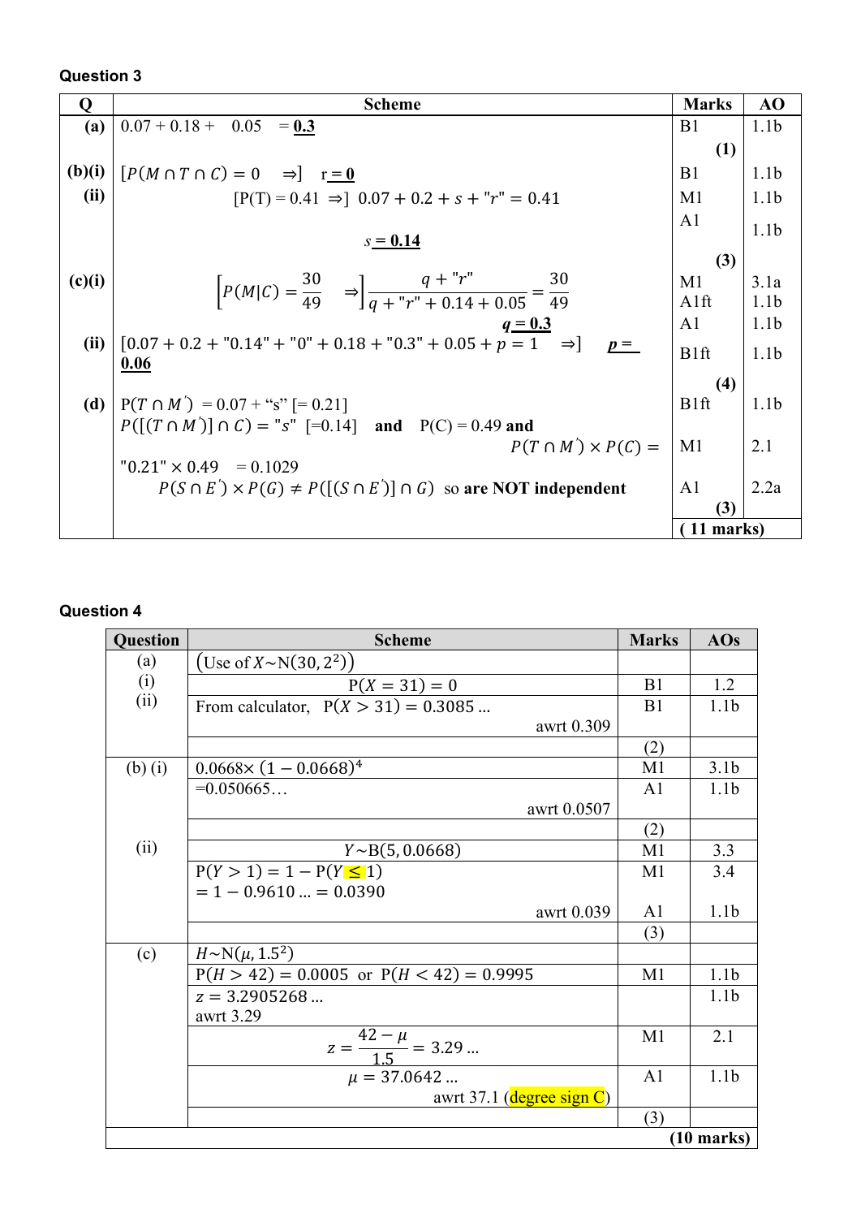### Question 3

| Q | Scheme | Marks | AO |
|---|---|---|---|
| **(a)** | $0.07 + 0.18 + \quad 0.05 \quad = \underline{\mathbf{0.3}}$ | B1 | 1.1b |
| | | **(1)** | |
| **(b)(i)** | $[P(M \cap T \cap C) = 0 \quad \Rightarrow] \quad \underline{\mathbf{r = 0}}$ | B1 | 1.1b |
| **(ii)** | $[\text{P(T)} = 0.41 \;\Rightarrow]\; 0.07 + 0.2 + s + \text{"}r\text{"} = 0.41$ | M1 | 1.1b |
| | $\underline{\mathbf{s = 0.14}}$ | A1 | 1.1b |
| | | **(3)** | |
| **(c)(i)** | $\left[P(M \vert C) = \dfrac{30}{49} \quad \Rightarrow\right] \dfrac{q + \text{"}r\text{"}}{q + \text{"}r\text{"} + 0.14 + 0.05} = \dfrac{30}{49}$ | M1<br>A1ft | 3.1a<br>1.1b |
| | $\underline{\mathbf{q = 0.3}}$ | A1 | 1.1b |
| **(ii)** | $[0.07 + 0.2 + \text{"}0.14\text{"} + \text{"}0\text{"} + 0.18 + \text{"}0.3\text{"} + 0.05 + p = 1 \quad \Rightarrow] \quad \underline{\mathbf{p = 0.06}}$ | B1ft | 1.1b |
| | | **(4)** | |
| **(d)** | $\text{P}(T \cap M') = 0.07 + \text{"s"}\ [= 0.21]$ | B1ft | 1.1b |
| | $P([(T \cap M')] \cap C) = \text{"}s\text{"}\ [=0.14]$ **and** $\text{P(C)} = 0.49$ **and** $P(T \cap M') \times P(C) = \text{"}0.21\text{"} \times 0.49 \quad = 0.1029$ | M1 | 2.1 |
| | $P(S \cap E') \times P(G) \neq P([(S \cap E')] \cap G)$ so **are NOT independent** | A1 | 2.2a |
| | | **(3)** | |
| | | **(11 marks)** | |

### Question 4

| Question | Scheme | Marks | AOs |
|---|---|---|---|
| (a) | (Use of $X \sim \text{N}(30, 2^2)$) | | |
| (i) | $\text{P}(X = 31) = 0$ | B1 | 1.2 |
| (ii) | From calculator, $\text{P}(X > 31) = 0.3085 \ldots$ awrt 0.309 | B1 | 1.1b |
| | | (2) | |
| (b) (i) | $0.0668 \times (1 - 0.0668)^4$ | M1 | 3.1b |
| | $= 0.050665\ldots$ awrt 0.0507 | A1 | 1.1b |
| | | (2) | |
| (ii) | $Y \sim \text{B}(5, 0.0668)$ | M1 | 3.3 |
| | $\text{P}(Y > 1) = 1 - \text{P}(Y \leq 1)$ | M1 | 3.4 |
| | $= 1 - 0.9610 \ldots = 0.0390$ awrt 0.039 | A1 | 1.1b |
| | | (3) | |
| (c) | $H \sim \text{N}(\mu, 1.5^2)$ | | |
| | $\text{P}(H > 42) = 0.0005$ or $\text{P}(H < 42) = 0.9995$ | M1 | 1.1b |
| | $z = 3.2905268 \ldots$ awrt 3.29 | | 1.1b |
| | $z = \dfrac{42 - \mu}{1.5} = 3.29 \ldots$ | M1 | 2.1 |
| | $\mu = 37.0642 \ldots$ awrt 37.1 (degree sign C) | A1 | 1.1b |
| | | (3) | |
| | **(10 marks)** | | |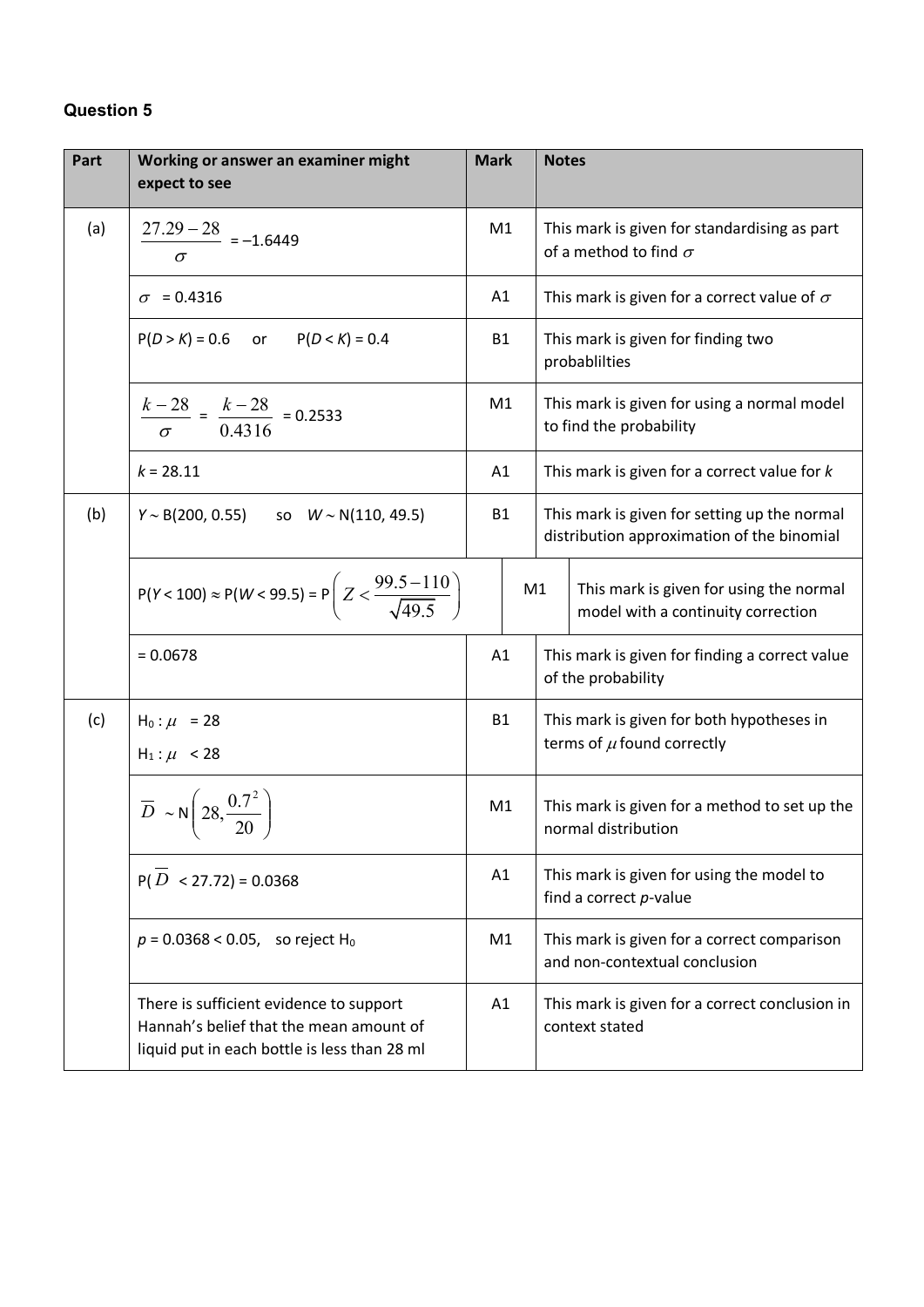### Question 5

| Part | Working or answer an examiner might expect to see | Mark | Notes |
|---|---|---|---|
| (a) | $\dfrac{27.29-28}{\sigma}$ = –1.6449 | M1 | This mark is given for standardising as part of a method to find $\sigma$ |
| | $\sigma$ = 0.4316 | A1 | This mark is given for a correct value of $\sigma$ |
| | P($D > K$) = 0.6 or P($D < K$) = 0.4 | B1 | This mark is given for finding two probablilties |
| | $\dfrac{k-28}{\sigma} = \dfrac{k-28}{0.4316}$ = 0.2533 | M1 | This mark is given for using a normal model to find the probability |
| | $k$ = 28.11 | A1 | This mark is given for a correct value for $k$ |
| (b) | $Y \sim$ B(200, 0.55) so $W \sim$ N(110, 49.5) | B1 | This mark is given for setting up the normal distribution approximation of the binomial |
| | P($Y$ < 100) ≈ P($W$ < 99.5) = P$\left(Z < \dfrac{99.5-110}{\sqrt{49.5}}\right)$ | M1 | This mark is given for using the normal model with a continuity correction |
| | = 0.0678 | A1 | This mark is given for finding a correct value of the probability |
| (c) | $H_0 : \mu$ = 28<br>$H_1 : \mu$ < 28 | B1 | This mark is given for both hypotheses in terms of $\mu$ found correctly |
| | $\overline{D} \sim$ N$\left(28, \dfrac{0.7^2}{20}\right)$ | M1 | This mark is given for a method to set up the normal distribution |
| | P($\overline{D}$ < 27.72) = 0.0368 | A1 | This mark is given for using the model to find a correct $p$-value |
| | $p$ = 0.0368 < 0.05, so reject $H_0$ | M1 | This mark is given for a correct comparison and non-contextual conclusion |
| | There is sufficient evidence to support Hannah's belief that the mean amount of liquid put in each bottle is less than 28 ml | A1 | This mark is given for a correct conclusion in context stated |